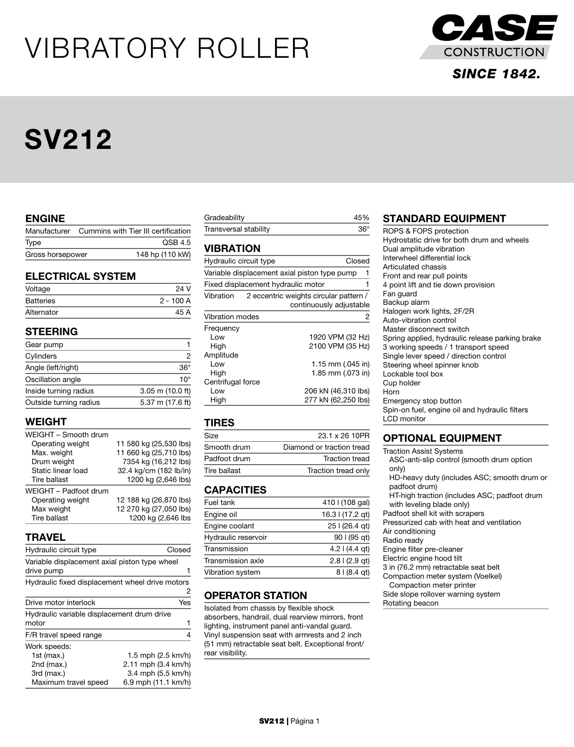# VIBRATORY ROLLER

CASE CONSTRUCTION
SINCE 1842.

# SV212

## ENGINE

| | |
|---|---|
| Manufacturer | Cummins with Tier III certification |
| Type | QSB 4.5 |
| Gross horsepower | 148 hp (110 kW) |

## ELECTRICAL SYSTEM

| | |
|---|---|
| Voltage | 24 V |
| Batteries | 2 - 100 A |
| Alternator | 45 A |

## STEERING

| | |
|---|---|
| Gear pump | 1 |
| Cylinders | 2 |
| Angle (left/right) | 36° |
| Oscillation angle | 10° |
| Inside turning radius | 3.05 m (10.0 ft) |
| Outside turning radius | 5.37 m (17.6 ft) |

## WEIGHT

| | |
|---|---|
| WEIGHT – Smooth drum | |
| Operating weight | 11 580 kg (25,530 lbs) |
| Max. weight | 11 660 kg (25,710 lbs) |
| Drum weight | 7354 kg (16,212 lbs) |
| Static linear load | 32.4 kg/cm (182 lb/in) |
| Tire ballast | 1200 kg (2,646 lbs) |
| WEIGHT – Padfoot drum | |
| Operating weight | 12 188 kg (26,870 lbs) |
| Max weight | 12 270 kg (27,050 lbs) |
| Tire ballast | 1200 kg (2,646 lbs |

## TRAVEL

| | |
|---|---|
| Hydraulic circuit type | Closed |
| Variable displacement axial piston type wheel drive pump | 1 |
| Hydraulic fixed displacement wheel drive motors | 2 |
| Drive motor interlock | Yes |
| Hydraulic variable displacement drum drive motor | 1 |
| F/R travel speed range | 4 |
| Work speeds: | |
| 1st (max.) | 1.5 mph (2.5 km/h) |
| 2nd (max.) | 2.11 mph (3.4 km/h) |
| 3rd (max.) | 3.4 mph (5.5 km/h) |
| Maximum travel speed | 6.9 mph (11.1 km/h) |

| | |
|---|---|
| Gradeability | 45% |
| Transversal stability | 36° |

## VIBRATION

| | |
|---|---|
| Hydraulic circuit type | Closed |
| Variable displacement axial piston type pump | 1 |
| Fixed displacement hydraulic motor | 1 |
| Vibration | 2 eccentric weights circular pattern / continuously adjustable |
| Vibration modes | 2 |
| Frequency | |
| Low | 1920 VPM (32 Hz) |
| High | 2100 VPM (35 Hz) |
| Amplitude | |
| Low | 1.15 mm (.045 in) |
| High | 1.85 mm (.073 in) |
| Centrifugal force | |
| Low | 206 kN (46,310 lbs) |
| High | 277 kN (62,250 lbs) |

## TIRES

| | |
|---|---|
| Size | 23.1 x 26 10PR |
| Smooth drum | Diamond or traction tread |
| Padfoot drum | Traction tread |
| Tire ballast | Traction tread only |

## CAPACITIES

| | |
|---|---|
| Fuel tank | 410 l (108 gal) |
| Engine oil | 16.3 l (17.2 qt) |
| Engine coolant | 25 l (26.4 qt) |
| Hydraulic reservoir | 90 l (95 qt) |
| Transmission | 4.2 l (4.4 qt) |
| Transmission axle | 2.8 l (2.9 qt) |
| Vibration system | 8 l (8.4 qt) |

## OPERATOR STATION

Isolated from chassis by flexible shock absorbers, handrail, dual rearview mirrors, front lighting, instrument panel anti-vandal guard. Vinyl suspension seat with armrests and 2 inch (51 mm) retractable seat belt. Exceptional front/rear visibility.

## STANDARD EQUIPMENT

- ROPS & FOPS protection
- Hydrostatic drive for both drum and wheels
- Dual amplitude vibration
- Interwheel differential lock
- Articulated chassis
- Front and rear pull points
- 4 point lift and tie down provision
- Fan guard
- Backup alarm
- Halogen work lights, 2F/2R
- Auto-vibration control
- Master disconnect switch
- Spring applied, hydraulic release parking brake
- 3 working speeds / 1 transport speed
- Single lever speed / direction control
- Steering wheel spinner knob
- Lockable tool box
- Cup holder
- Horn
- Emergency stop button
- Spin-on fuel, engine oil and hydraulic filters
- LCD monitor

## OPTIONAL EQUIPMENT

- Traction Assist Systems
  - ASC-anti-slip control (smooth drum option only)
  - HD-heavy duty (includes ASC; smooth drum or padfoot drum)
  - HT-high traction (includes ASC; padfoot drum with leveling blade only)
- Padfoot shell kit with scrapers
- Pressurized cab with heat and ventilation
- Air conditioning
- Radio ready
- Engine filter pre-cleaner
- Electric engine hood tilt
- 3 in (76.2 mm) retractable seat belt
- Compaction meter system (Voelkel)
  - Compaction meter printer
- Side slope rollover warning system
- Rotating beacon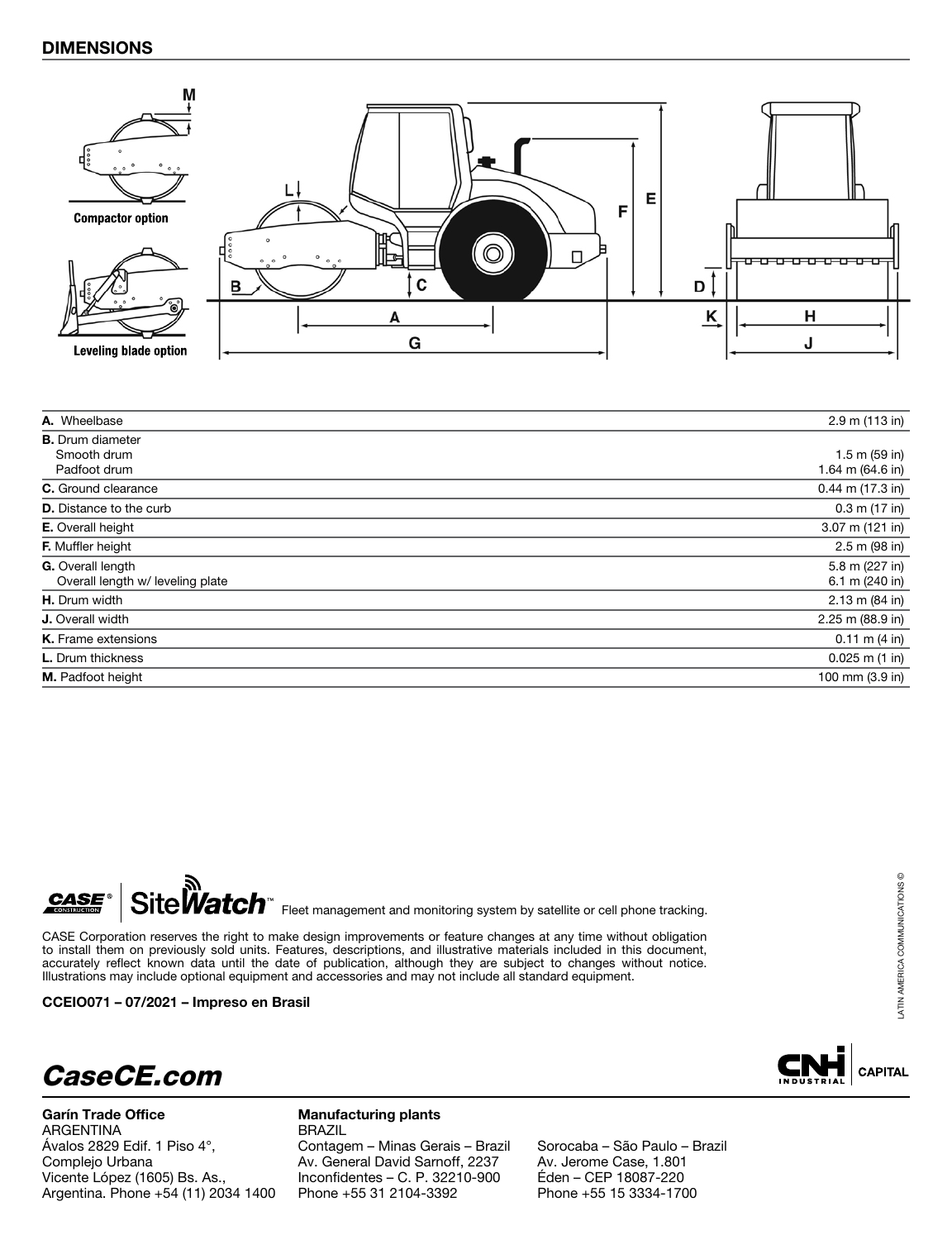## DIMENSIONS

Compactor option

Leveling blade option

| | |
|---|---|
| **A.** Wheelbase | 2.9 m (113 in) |
| **B.** Drum diameter | |
| Smooth drum | 1.5 m (59 in) |
| Padfoot drum | 1.64 m (64.6 in) |
| **C.** Ground clearance | 0.44 m (17.3 in) |
| **D.** Distance to the curb | 0.3 m (17 in) |
| **E.** Overall height | 3.07 m (121 in) |
| **F.** Muffler height | 2.5 m (98 in) |
| **G.** Overall length | 5.8 m (227 in) |
| Overall length w/ leveling plate | 6.1 m (240 in) |
| **H.** Drum width | 2.13 m (84 in) |
| **J.** Overall width | 2.25 m (88.9 in) |
| **K.** Frame extensions | 0.11 m (4 in) |
| **L.** Drum thickness | 0.025 m (1 in) |
| **M.** Padfoot height | 100 mm (3.9 in) |

CASE CONSTRUCTION® | SiteWatch™ Fleet management and monitoring system by satellite or cell phone tracking.

CASE Corporation reserves the right to make design improvements or feature changes at any time without obligation to install them on previously sold units. Features, descriptions, and illustrative materials included in this document, accurately reflect known data until the date of publication, although they are subject to changes without notice. Illustrations may include optional equipment and accessories and may not include all standard equipment.

**CCEIO071 – 07/2021 – Impreso en Brasil**

LATIN AMERICA COMMUNICATIONS ©

***CaseCE.com***

CNH INDUSTRIAL | CAPITAL

**Garín Trade Office**
ARGENTINA
Ávalos 2829 Edif. 1 Piso 4°,
Complejo Urbana
Vicente López (1605) Bs. As.,
Argentina. Phone +54 (11) 2034 1400

**Manufacturing plants**
BRAZIL
Contagem – Minas Gerais – Brazil
Av. General David Sarnoff, 2237
Inconfidentes – C. P. 32210-900
Phone +55 31 2104-3392

Sorocaba – São Paulo – Brazil
Av. Jerome Case, 1.801
Éden – CEP 18087-220
Phone +55 15 3334-1700